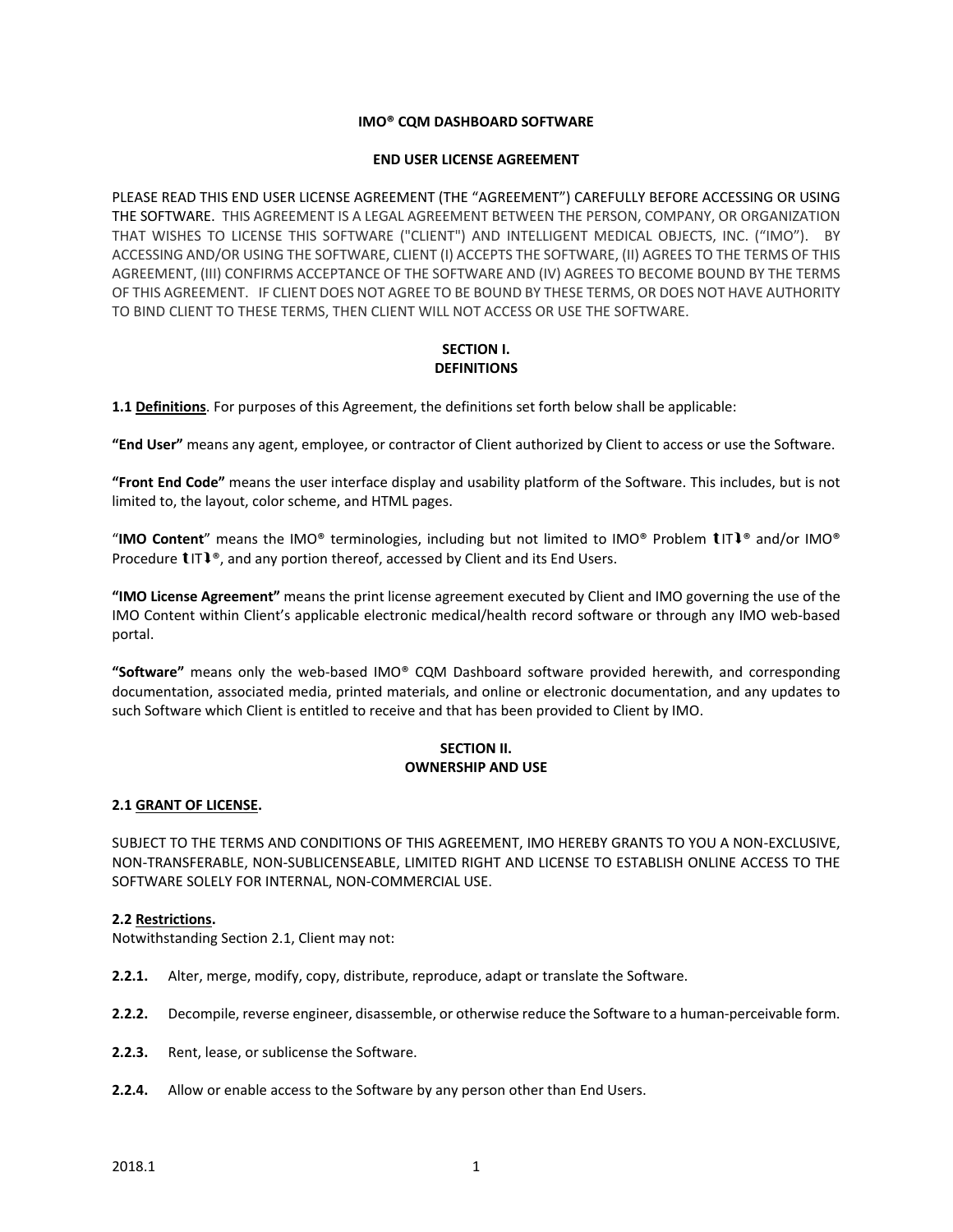**IMO® CQM DASHBOARD SOFTWARE**

**END USER LICENSE AGREEMENT**

PLEASE READ THIS END USER LICENSE AGREEMENT (THE "AGREEMENT") CAREFULLY BEFORE ACCESSING OR USING THE SOFTWARE. THIS AGREEMENT IS A LEGAL AGREEMENT BETWEEN THE PERSON, COMPANY, OR ORGANIZATION THAT WISHES TO LICENSE THIS SOFTWARE ("CLIENT") AND INTELLIGENT MEDICAL OBJECTS, INC. ("IMO"). BY ACCESSING AND/OR USING THE SOFTWARE, CLIENT (I) ACCEPTS THE SOFTWARE, (II) AGREES TO THE TERMS OF THIS AGREEMENT, (III) CONFIRMS ACCEPTANCE OF THE SOFTWARE AND (IV) AGREES TO BECOME BOUND BY THE TERMS OF THIS AGREEMENT. IF CLIENT DOES NOT AGREE TO BE BOUND BY THESE TERMS, OR DOES NOT HAVE AUTHORITY TO BIND CLIENT TO THESE TERMS, THEN CLIENT WILL NOT ACCESS OR USE THE SOFTWARE.

## SECTION I. DEFINITIONS

**1.1 Definitions**. For purposes of this Agreement, the definitions set forth below shall be applicable:

**"End User"** means any agent, employee, or contractor of Client authorized by Client to access or use the Software.

**"Front End Code"** means the user interface display and usability platform of the Software. This includes, but is not limited to, the layout, color scheme, and HTML pages.

"**IMO Content**" means the IMO® terminologies, including but not limited to IMO® Problem IT® and/or IMO® Procedure IT®, and any portion thereof, accessed by Client and its End Users.

**"IMO License Agreement"** means the print license agreement executed by Client and IMO governing the use of the IMO Content within Client's applicable electronic medical/health record software or through any IMO web-based portal.

**"Software"** means only the web-based IMO® CQM Dashboard software provided herewith, and corresponding documentation, associated media, printed materials, and online or electronic documentation, and any updates to such Software which Client is entitled to receive and that has been provided to Client by IMO.

## SECTION II. OWNERSHIP AND USE

**2.1 GRANT OF LICENSE.**

SUBJECT TO THE TERMS AND CONDITIONS OF THIS AGREEMENT, IMO HEREBY GRANTS TO YOU A NON-EXCLUSIVE, NON-TRANSFERABLE, NON-SUBLICENSEABLE, LIMITED RIGHT AND LICENSE TO ESTABLISH ONLINE ACCESS TO THE SOFTWARE SOLELY FOR INTERNAL, NON-COMMERCIAL USE.

**2.2 Restrictions.**
Notwithstanding Section 2.1, Client may not:

**2.2.1.** Alter, merge, modify, copy, distribute, reproduce, adapt or translate the Software.

**2.2.2.** Decompile, reverse engineer, disassemble, or otherwise reduce the Software to a human-perceivable form.

**2.2.3.** Rent, lease, or sublicense the Software.

**2.2.4.** Allow or enable access to the Software by any person other than End Users.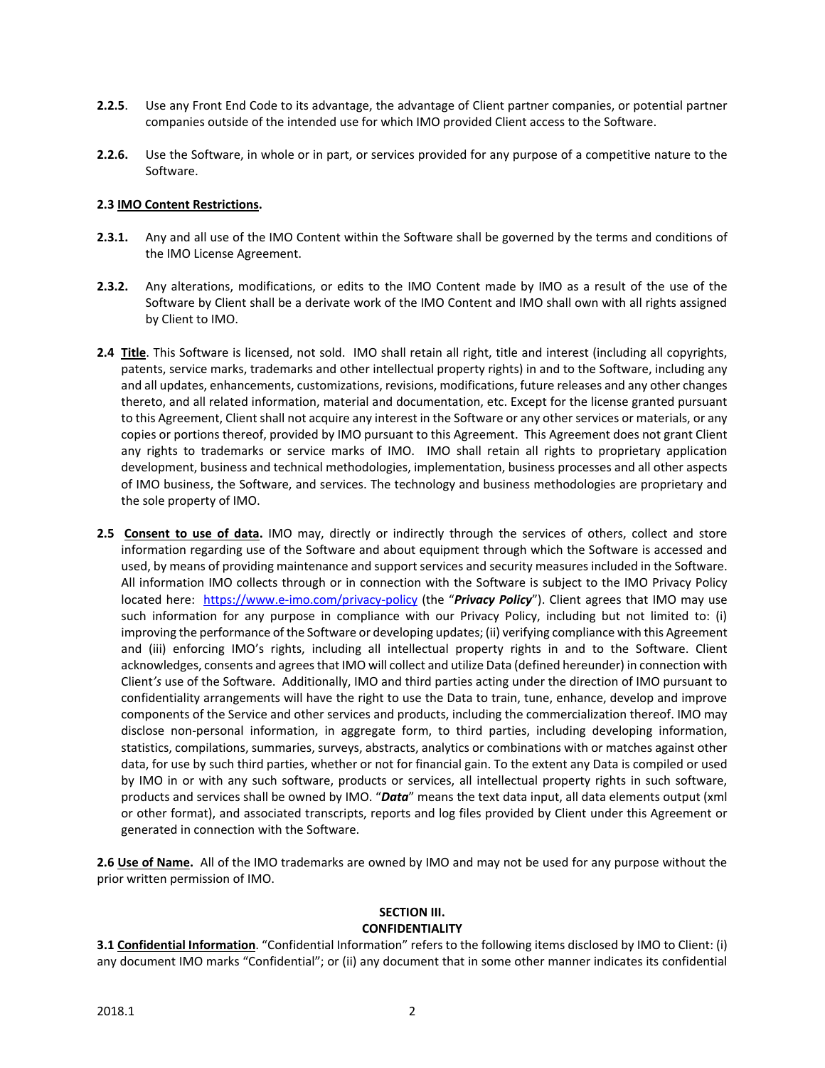**2.2.5**. Use any Front End Code to its advantage, the advantage of Client partner companies, or potential partner companies outside of the intended use for which IMO provided Client access to the Software.

**2.2.6.** Use the Software, in whole or in part, or services provided for any purpose of a competitive nature to the Software.

**2.3 <u>IMO Content Restrictions</u>.**

**2.3.1.** Any and all use of the IMO Content within the Software shall be governed by the terms and conditions of the IMO License Agreement.

**2.3.2.** Any alterations, modifications, or edits to the IMO Content made by IMO as a result of the use of the Software by Client shall be a derivate work of the IMO Content and IMO shall own with all rights assigned by Client to IMO.

**2.4 <u>Title</u>**. This Software is licensed, not sold. IMO shall retain all right, title and interest (including all copyrights, patents, service marks, trademarks and other intellectual property rights) in and to the Software, including any and all updates, enhancements, customizations, revisions, modifications, future releases and any other changes thereto, and all related information, material and documentation, etc. Except for the license granted pursuant to this Agreement, Client shall not acquire any interest in the Software or any other services or materials, or any copies or portions thereof, provided by IMO pursuant to this Agreement. This Agreement does not grant Client any rights to trademarks or service marks of IMO. IMO shall retain all rights to proprietary application development, business and technical methodologies, implementation, business processes and all other aspects of IMO business, the Software, and services. The technology and business methodologies are proprietary and the sole property of IMO.

**2.5 <u>Consent to use of data</u>.** IMO may, directly or indirectly through the services of others, collect and store information regarding use of the Software and about equipment through which the Software is accessed and used, by means of providing maintenance and support services and security measures included in the Software. All information IMO collects through or in connection with the Software is subject to the IMO Privacy Policy located here: https://www.e-imo.com/privacy-policy (the "***Privacy Policy***"). Client agrees that IMO may use such information for any purpose in compliance with our Privacy Policy, including but not limited to: (i) improving the performance of the Software or developing updates; (ii) verifying compliance with this Agreement and (iii) enforcing IMO's rights, including all intellectual property rights in and to the Software. Client acknowledges, consents and agrees that IMO will collect and utilize Data (defined hereunder) in connection with Client*'s* use of the Software. Additionally, IMO and third parties acting under the direction of IMO pursuant to confidentiality arrangements will have the right to use the Data to train, tune, enhance, develop and improve components of the Service and other services and products, including the commercialization thereof. IMO may disclose non-personal information, in aggregate form, to third parties, including developing information, statistics, compilations, summaries, surveys, abstracts, analytics or combinations with or matches against other data, for use by such third parties, whether or not for financial gain. To the extent any Data is compiled or used by IMO in or with any such software, products or services, all intellectual property rights in such software, products and services shall be owned by IMO. "***Data***" means the text data input, all data elements output (xml or other format), and associated transcripts, reports and log files provided by Client under this Agreement or generated in connection with the Software.

**2.6 <u>Use of Name</u>.** All of the IMO trademarks are owned by IMO and may not be used for any purpose without the prior written permission of IMO.

## SECTION III.
## CONFIDENTIALITY

**3.1 <u>Confidential Information</u>**. "Confidential Information" refers to the following items disclosed by IMO to Client: (i) any document IMO marks "Confidential"; or (ii) any document that in some other manner indicates its confidential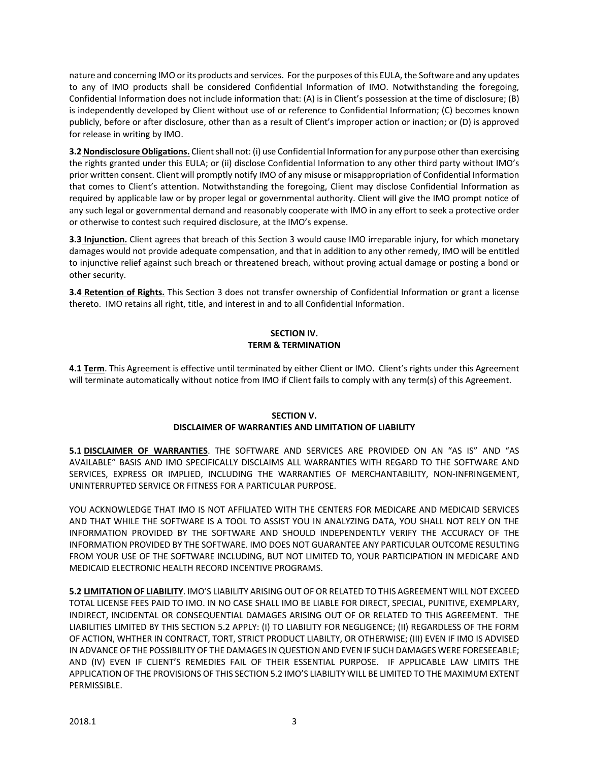nature and concerning IMO or its products and services. For the purposes of this EULA, the Software and any updates to any of IMO products shall be considered Confidential Information of IMO. Notwithstanding the foregoing, Confidential Information does not include information that: (A) is in Client's possession at the time of disclosure; (B) is independently developed by Client without use of or reference to Confidential Information; (C) becomes known publicly, before or after disclosure, other than as a result of Client's improper action or inaction; or (D) is approved for release in writing by IMO.

**3.2 <u>Nondisclosure Obligations.</u>** Client shall not: (i) use Confidential Information for any purpose other than exercising the rights granted under this EULA; or (ii) disclose Confidential Information to any other third party without IMO's prior written consent. Client will promptly notify IMO of any misuse or misappropriation of Confidential Information that comes to Client's attention. Notwithstanding the foregoing, Client may disclose Confidential Information as required by applicable law or by proper legal or governmental authority. Client will give the IMO prompt notice of any such legal or governmental demand and reasonably cooperate with IMO in any effort to seek a protective order or otherwise to contest such required disclosure, at the IMO's expense.

**3.3 <u>Injunction.</u>** Client agrees that breach of this Section 3 would cause IMO irreparable injury, for which monetary damages would not provide adequate compensation, and that in addition to any other remedy, IMO will be entitled to injunctive relief against such breach or threatened breach, without proving actual damage or posting a bond or other security.

**3.4 <u>Retention of Rights.</u>** This Section 3 does not transfer ownership of Confidential Information or grant a license thereto. IMO retains all right, title, and interest in and to all Confidential Information.

## SECTION IV.
## TERM & TERMINATION

**4.1 <u>Term</u>**. This Agreement is effective until terminated by either Client or IMO. Client's rights under this Agreement will terminate automatically without notice from IMO if Client fails to comply with any term(s) of this Agreement.

## SECTION V.
## DISCLAIMER OF WARRANTIES AND LIMITATION OF LIABILITY

**5.1 <u>DISCLAIMER OF WARRANTIES</u>**. THE SOFTWARE AND SERVICES ARE PROVIDED ON AN "AS IS" AND "AS AVAILABLE" BASIS AND IMO SPECIFICALLY DISCLAIMS ALL WARRANTIES WITH REGARD TO THE SOFTWARE AND SERVICES, EXPRESS OR IMPLIED, INCLUDING THE WARRANTIES OF MERCHANTABILITY, NON-INFRINGEMENT, UNINTERRUPTED SERVICE OR FITNESS FOR A PARTICULAR PURPOSE.

YOU ACKNOWLEDGE THAT IMO IS NOT AFFILIATED WITH THE CENTERS FOR MEDICARE AND MEDICAID SERVICES AND THAT WHILE THE SOFTWARE IS A TOOL TO ASSIST YOU IN ANALYZING DATA, YOU SHALL NOT RELY ON THE INFORMATION PROVIDED BY THE SOFTWARE AND SHOULD INDEPENDENTLY VERIFY THE ACCURACY OF THE INFORMATION PROVIDED BY THE SOFTWARE. IMO DOES NOT GUARANTEE ANY PARTICULAR OUTCOME RESULTING FROM YOUR USE OF THE SOFTWARE INCLUDING, BUT NOT LIMITED TO, YOUR PARTICIPATION IN MEDICARE AND MEDICAID ELECTRONIC HEALTH RECORD INCENTIVE PROGRAMS.

**5.2 <u>LIMITATION OF LIABILITY</u>**. IMO'S LIABILITY ARISING OUT OF OR RELATED TO THIS AGREEMENT WILL NOT EXCEED TOTAL LICENSE FEES PAID TO IMO. IN NO CASE SHALL IMO BE LIABLE FOR DIRECT, SPECIAL, PUNITIVE, EXEMPLARY, INDIRECT, INCIDENTAL OR CONSEQUENTIAL DAMAGES ARISING OUT OF OR RELATED TO THIS AGREEMENT. THE LIABILITIES LIMITED BY THIS SECTION 5.2 APPLY: (I) TO LIABILITY FOR NEGLIGENCE; (II) REGARDLESS OF THE FORM OF ACTION, WHTHER IN CONTRACT, TORT, STRICT PRODUCT LIABILTY, OR OTHERWISE; (III) EVEN IF IMO IS ADVISED IN ADVANCE OF THE POSSIBILITY OF THE DAMAGES IN QUESTION AND EVEN IF SUCH DAMAGES WERE FORESEEABLE; AND (IV) EVEN IF CLIENT'S REMEDIES FAIL OF THEIR ESSENTIAL PURPOSE. IF APPLICABLE LAW LIMITS THE APPLICATION OF THE PROVISIONS OF THIS SECTION 5.2 IMO'S LIABILITY WILL BE LIMITED TO THE MAXIMUM EXTENT PERMISSIBLE.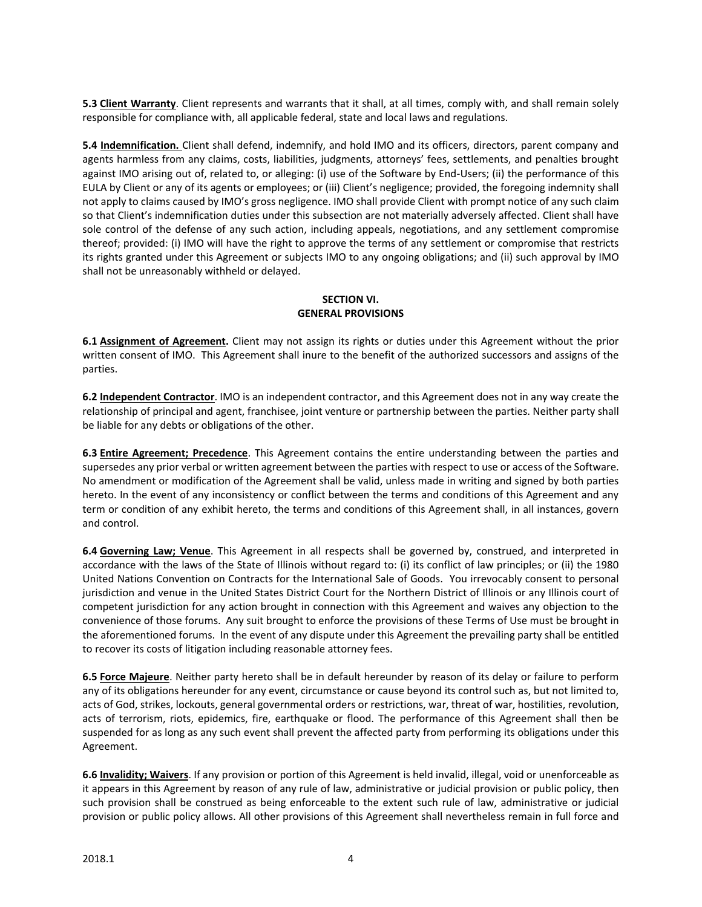**5.3 Client Warranty**. Client represents and warrants that it shall, at all times, comply with, and shall remain solely responsible for compliance with, all applicable federal, state and local laws and regulations.

**5.4 Indemnification.** Client shall defend, indemnify, and hold IMO and its officers, directors, parent company and agents harmless from any claims, costs, liabilities, judgments, attorneys' fees, settlements, and penalties brought against IMO arising out of, related to, or alleging: (i) use of the Software by End-Users; (ii) the performance of this EULA by Client or any of its agents or employees; or (iii) Client's negligence; provided, the foregoing indemnity shall not apply to claims caused by IMO's gross negligence. IMO shall provide Client with prompt notice of any such claim so that Client's indemnification duties under this subsection are not materially adversely affected. Client shall have sole control of the defense of any such action, including appeals, negotiations, and any settlement compromise thereof; provided: (i) IMO will have the right to approve the terms of any settlement or compromise that restricts its rights granted under this Agreement or subjects IMO to any ongoing obligations; and (ii) such approval by IMO shall not be unreasonably withheld or delayed.

## SECTION VI.
## GENERAL PROVISIONS

**6.1 Assignment of Agreement.** Client may not assign its rights or duties under this Agreement without the prior written consent of IMO. This Agreement shall inure to the benefit of the authorized successors and assigns of the parties.

**6.2 Independent Contractor**. IMO is an independent contractor, and this Agreement does not in any way create the relationship of principal and agent, franchisee, joint venture or partnership between the parties. Neither party shall be liable for any debts or obligations of the other.

**6.3 Entire Agreement; Precedence**. This Agreement contains the entire understanding between the parties and supersedes any prior verbal or written agreement between the parties with respect to use or access of the Software. No amendment or modification of the Agreement shall be valid, unless made in writing and signed by both parties hereto. In the event of any inconsistency or conflict between the terms and conditions of this Agreement and any term or condition of any exhibit hereto, the terms and conditions of this Agreement shall, in all instances, govern and control.

**6.4 Governing Law; Venue**. This Agreement in all respects shall be governed by, construed, and interpreted in accordance with the laws of the State of Illinois without regard to: (i) its conflict of law principles; or (ii) the 1980 United Nations Convention on Contracts for the International Sale of Goods. You irrevocably consent to personal jurisdiction and venue in the United States District Court for the Northern District of Illinois or any Illinois court of competent jurisdiction for any action brought in connection with this Agreement and waives any objection to the convenience of those forums. Any suit brought to enforce the provisions of these Terms of Use must be brought in the aforementioned forums. In the event of any dispute under this Agreement the prevailing party shall be entitled to recover its costs of litigation including reasonable attorney fees.

**6.5 Force Majeure**. Neither party hereto shall be in default hereunder by reason of its delay or failure to perform any of its obligations hereunder for any event, circumstance or cause beyond its control such as, but not limited to, acts of God, strikes, lockouts, general governmental orders or restrictions, war, threat of war, hostilities, revolution, acts of terrorism, riots, epidemics, fire, earthquake or flood. The performance of this Agreement shall then be suspended for as long as any such event shall prevent the affected party from performing its obligations under this Agreement.

**6.6 Invalidity; Waivers**. If any provision or portion of this Agreement is held invalid, illegal, void or unenforceable as it appears in this Agreement by reason of any rule of law, administrative or judicial provision or public policy, then such provision shall be construed as being enforceable to the extent such rule of law, administrative or judicial provision or public policy allows. All other provisions of this Agreement shall nevertheless remain in full force and

2018.1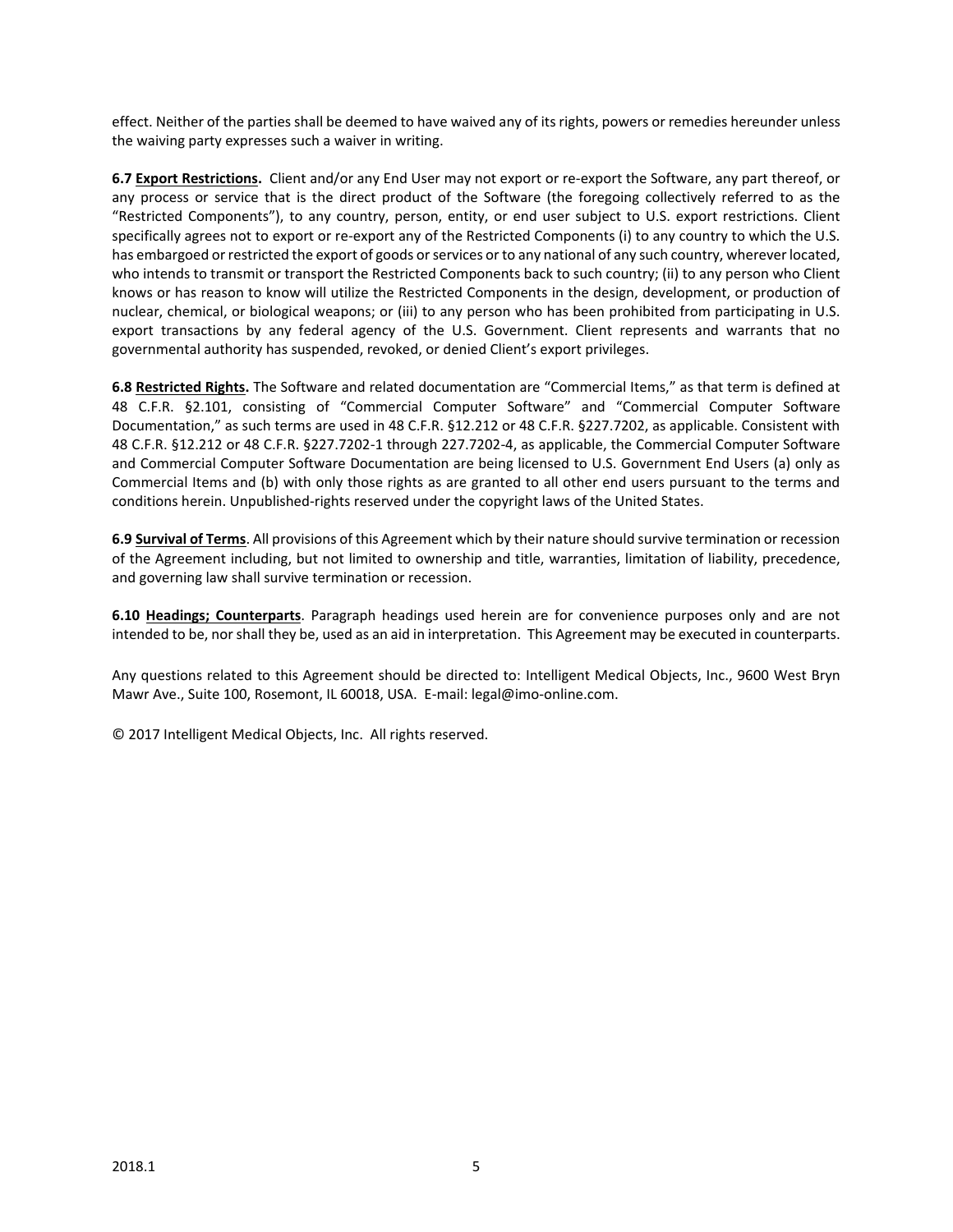effect. Neither of the parties shall be deemed to have waived any of its rights, powers or remedies hereunder unless the waiving party expresses such a waiver in writing.

**6.7 Export Restrictions.** Client and/or any End User may not export or re-export the Software, any part thereof, or any process or service that is the direct product of the Software (the foregoing collectively referred to as the "Restricted Components"), to any country, person, entity, or end user subject to U.S. export restrictions. Client specifically agrees not to export or re-export any of the Restricted Components (i) to any country to which the U.S. has embargoed or restricted the export of goods or services or to any national of any such country, wherever located, who intends to transmit or transport the Restricted Components back to such country; (ii) to any person who Client knows or has reason to know will utilize the Restricted Components in the design, development, or production of nuclear, chemical, or biological weapons; or (iii) to any person who has been prohibited from participating in U.S. export transactions by any federal agency of the U.S. Government. Client represents and warrants that no governmental authority has suspended, revoked, or denied Client's export privileges.

**6.8 Restricted Rights.** The Software and related documentation are "Commercial Items," as that term is defined at 48 C.F.R. §2.101, consisting of "Commercial Computer Software" and "Commercial Computer Software Documentation," as such terms are used in 48 C.F.R. §12.212 or 48 C.F.R. §227.7202, as applicable. Consistent with 48 C.F.R. §12.212 or 48 C.F.R. §227.7202-1 through 227.7202-4, as applicable, the Commercial Computer Software and Commercial Computer Software Documentation are being licensed to U.S. Government End Users (a) only as Commercial Items and (b) with only those rights as are granted to all other end users pursuant to the terms and conditions herein. Unpublished-rights reserved under the copyright laws of the United States.

**6.9 Survival of Terms**. All provisions of this Agreement which by their nature should survive termination or recession of the Agreement including, but not limited to ownership and title, warranties, limitation of liability, precedence, and governing law shall survive termination or recession.

**6.10 Headings; Counterparts**. Paragraph headings used herein are for convenience purposes only and are not intended to be, nor shall they be, used as an aid in interpretation. This Agreement may be executed in counterparts.

Any questions related to this Agreement should be directed to: Intelligent Medical Objects, Inc., 9600 West Bryn Mawr Ave., Suite 100, Rosemont, IL 60018, USA. E-mail: legal@imo-online.com.

© 2017 Intelligent Medical Objects, Inc. All rights reserved.

2018.1